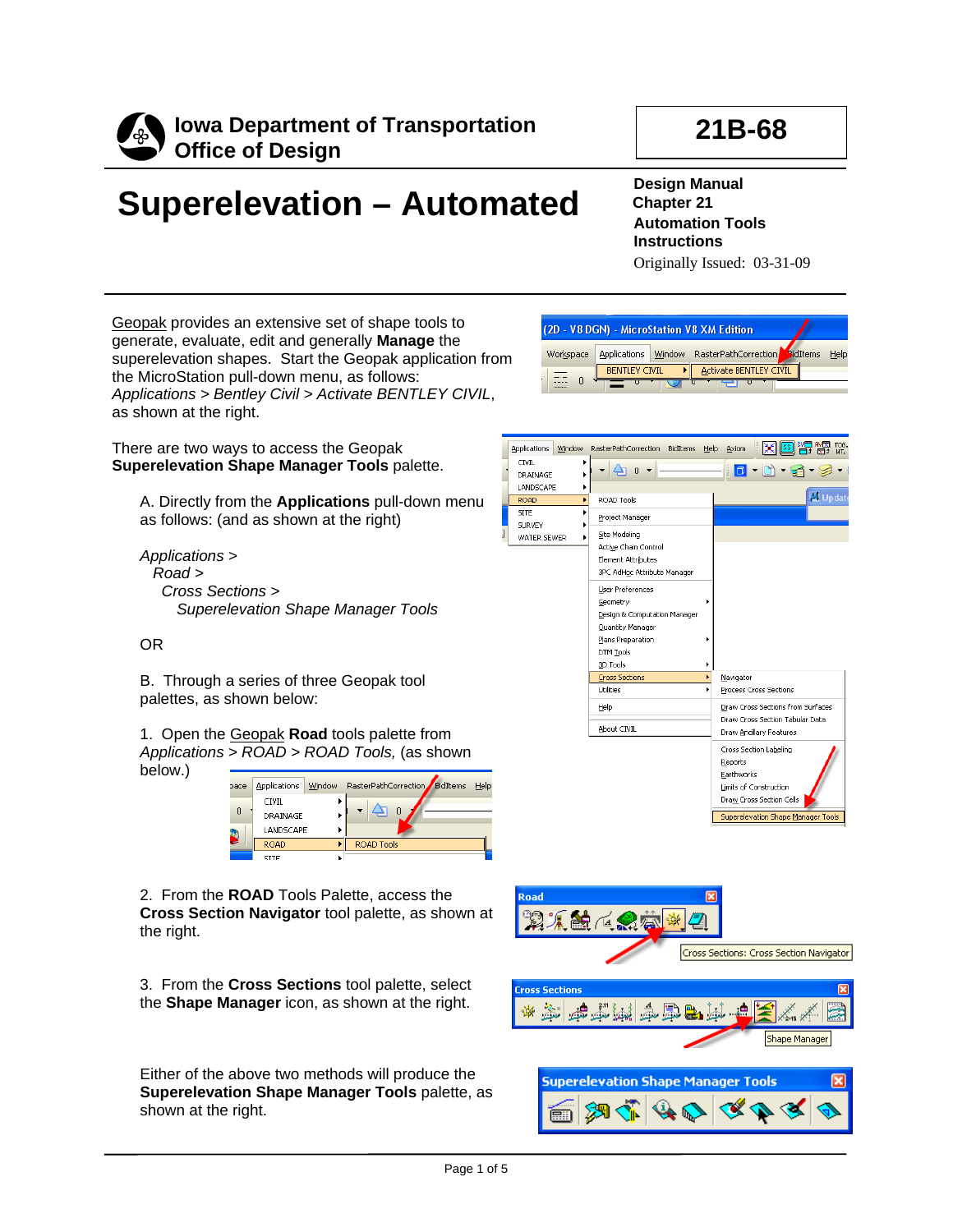**Iowa Department of Transportation**
**Office of Design**

**21B-68**

# Superelevation – Automated

**Design Manual**
**Chapter 21**
**Automation Tools**
**Instructions**
Originally Issued: 03-31-09

Geopak provides an extensive set of shape tools to generate, evaluate, edit and generally **Manage** the superelevation shapes. Start the Geopak application from the MicroStation pull-down menu, as follows: *Applications > Bentley Civil > Activate BENTLEY CIVIL*, as shown at the right.

There are two ways to access the Geopak **Superelevation Shape Manager Tools** palette.

A. Directly from the **Applications** pull-down menu as follows: (and as shown at the right)

*Applications >*
*Road >*
*Cross Sections >*
*Superelevation Shape Manager Tools*

OR

B. Through a series of three Geopak tool palettes, as shown below:

1. Open the Geopak **Road** tools palette from *Applications > ROAD > ROAD Tools,* (as shown below.)

2. From the **ROAD** Tools Palette, access the **Cross Section Navigator** tool palette, as shown at the right.

3. From the **Cross Sections** tool palette, select the **Shape Manager** icon, as shown at the right.

Either of the above two methods will produce the **Superelevation Shape Manager Tools** palette, as shown at the right.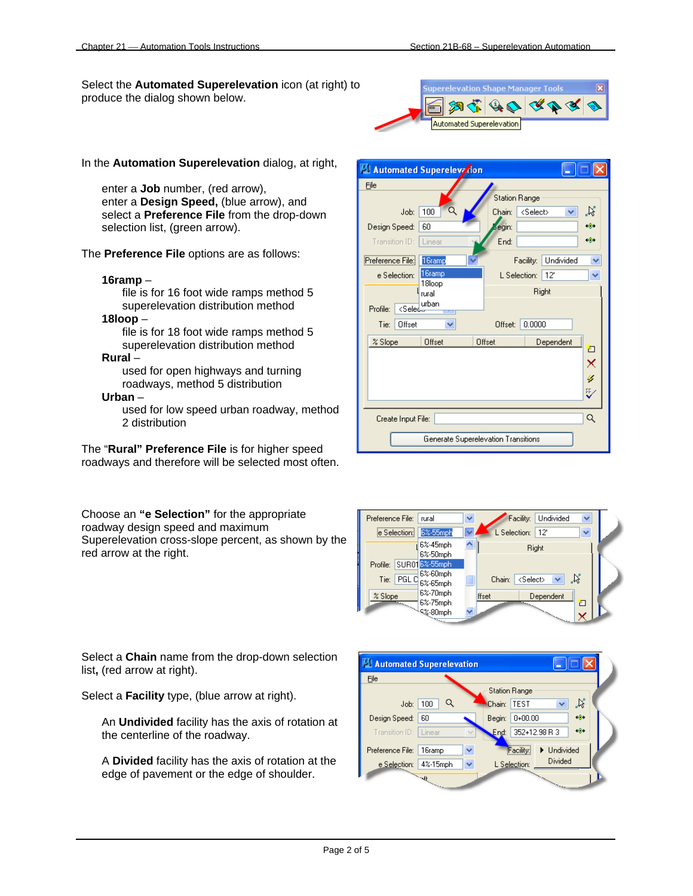Select the **Automated Superelevation** icon (at right) to produce the dialog shown below.

In the **Automation Superelevation** dialog, at right,

> enter a **Job** number, (red arrow),
> enter a **Design Speed,** (blue arrow), and
> select a **Preference File** from the drop-down selection list, (green arrow).

The **Preference File** options are as follows:

> **16ramp** –
> file is for 16 foot wide ramps method 5 superelevation distribution method
>
> **18loop** –
> file is for 18 foot wide ramps method 5 superelevation distribution method
>
> **Rural** –
> used for open highways and turning roadways, method 5 distribution
>
> **Urban** –
> used for low speed urban roadway, method 2 distribution

The “**Rural” Preference File** is for higher speed roadways and therefore will be selected most often.

Choose an **“e Selection”** for the appropriate roadway design speed and maximum Superelevation cross-slope percent, as shown by the red arrow at the right.

Select a **Chain** name from the drop-down selection list**,** (red arrow at right).

Select a **Facility** type, (blue arrow at right).

> An **Undivided** facility has the axis of rotation at the centerline of the roadway.
>
> A **Divided** facility has the axis of rotation at the edge of pavement or the edge of shoulder.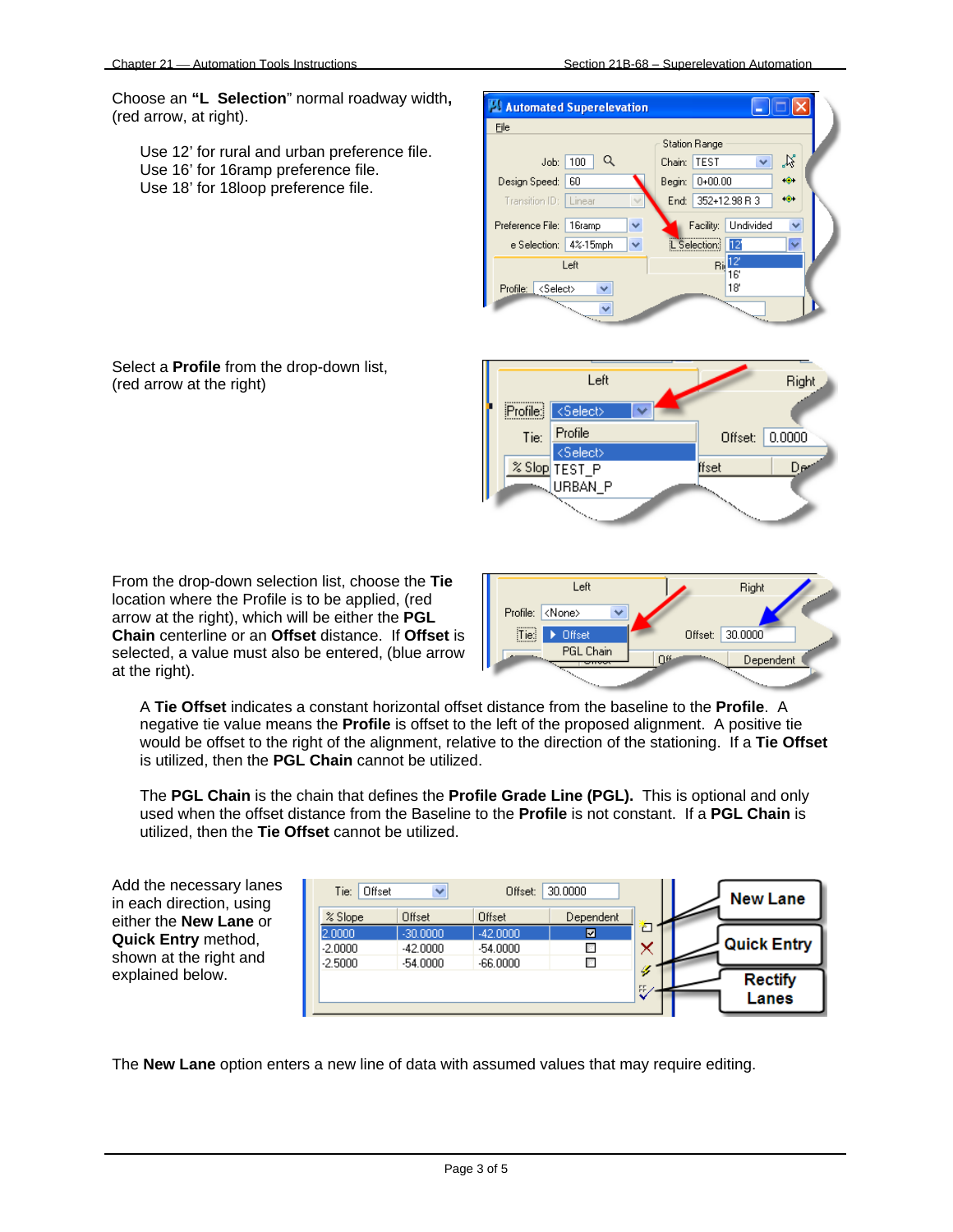Choose an **"L Selection"** normal roadway width**,** (red arrow, at right).

Use 12' for rural and urban preference file.
Use 16' for 16ramp preference file.
Use 18' for 18loop preference file.

Select a **Profile** from the drop-down list, (red arrow at the right)

From the drop-down selection list, choose the **Tie** location where the Profile is to be applied, (red arrow at the right), which will be either the **PGL Chain** centerline or an **Offset** distance. If **Offset** is selected, a value must also be entered, (blue arrow at the right).

A **Tie Offset** indicates a constant horizontal offset distance from the baseline to the **Profile**. A negative tie value means the **Profile** is offset to the left of the proposed alignment. A positive tie would be offset to the right of the alignment, relative to the direction of the stationing. If a **Tie Offset** is utilized, then the **PGL Chain** cannot be utilized.

The **PGL Chain** is the chain that defines the **Profile Grade Line (PGL).** This is optional and only used when the offset distance from the Baseline to the **Profile** is not constant. If a **PGL Chain** is utilized, then the **Tie Offset** cannot be utilized.

Add the necessary lanes in each direction, using either the **New Lane** or **Quick Entry** method, shown at the right and explained below.

The **New Lane** option enters a new line of data with assumed values that may require editing.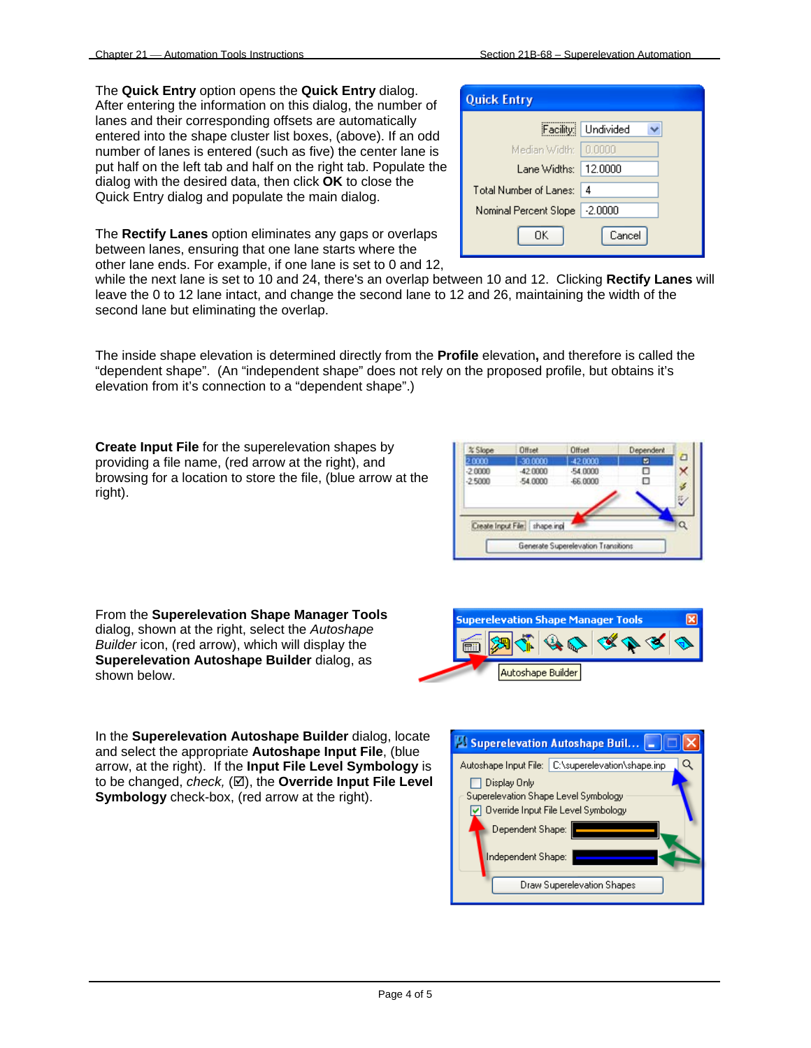The **Quick Entry** option opens the **Quick Entry** dialog. After entering the information on this dialog, the number of lanes and their corresponding offsets are automatically entered into the shape cluster list boxes, (above). If an odd number of lanes is entered (such as five) the center lane is put half on the left tab and half on the right tab. Populate the dialog with the desired data, then click **OK** to close the Quick Entry dialog and populate the main dialog.

The **Rectify Lanes** option eliminates any gaps or overlaps between lanes, ensuring that one lane starts where the other lane ends. For example, if one lane is set to 0 and 12, while the next lane is set to 10 and 24, there's an overlap between 10 and 12. Clicking **Rectify Lanes** will leave the 0 to 12 lane intact, and change the second lane to 12 and 26, maintaining the width of the second lane but eliminating the overlap.

The inside shape elevation is determined directly from the **Profile** elevation**,** and therefore is called the "dependent shape". (An "independent shape" does not rely on the proposed profile, but obtains it's elevation from it's connection to a "dependent shape".)

**Create Input File** for the superelevation shapes by providing a file name, (red arrow at the right), and browsing for a location to store the file, (blue arrow at the right).

From the **Superelevation Shape Manager Tools** dialog, shown at the right, select the *Autoshape Builder* icon, (red arrow), which will display the **Superelevation Autoshape Builder** dialog, as shown below.

In the **Superelevation Autoshape Builder** dialog, locate and select the appropriate **Autoshape Input File**, (blue arrow, at the right). If the **Input File Level Symbology** is to be changed, *check,* (☑), the **Override Input File Level Symbology** check-box, (red arrow at the right).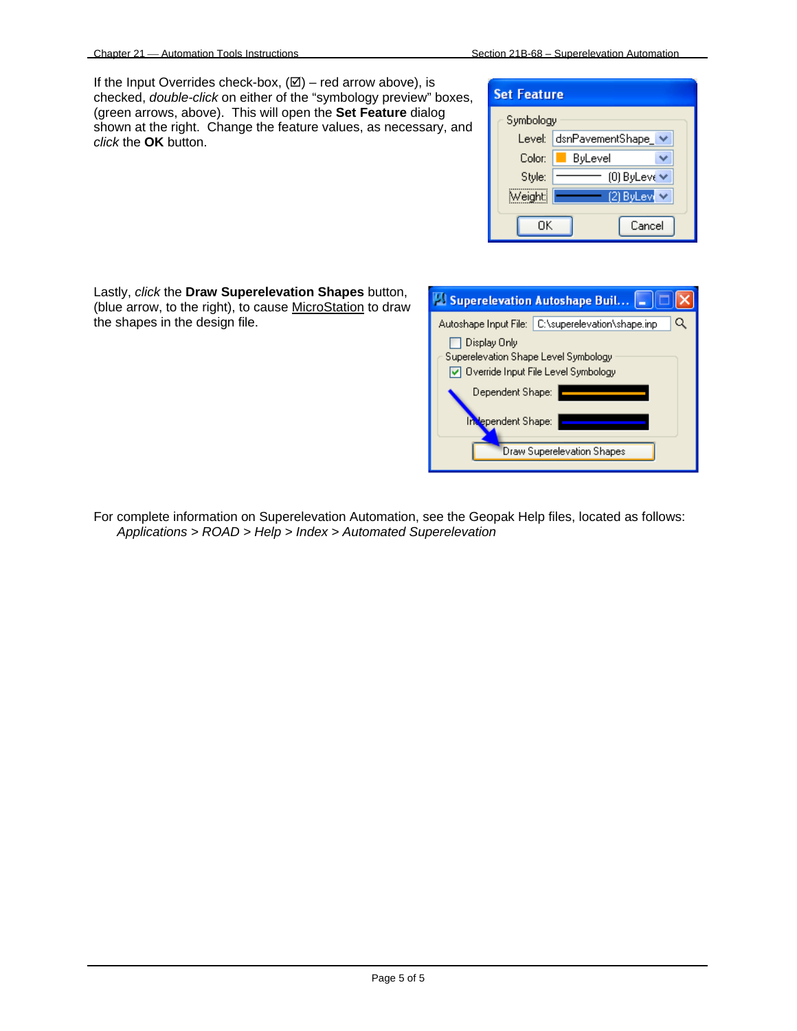If the Input Overrides check-box, (☑) – red arrow above), is checked, *double-click* on either of the "symbology preview" boxes, (green arrows, above). This will open the **Set Feature** dialog shown at the right. Change the feature values, as necessary, and *click* the **OK** button.

Lastly, *click* the **Draw Superelevation Shapes** button, (blue arrow, to the right), to cause MicroStation to draw the shapes in the design file.

For complete information on Superelevation Automation, see the Geopak Help files, located as follows:
*Applications > ROAD > Help > Index > Automated Superelevation*